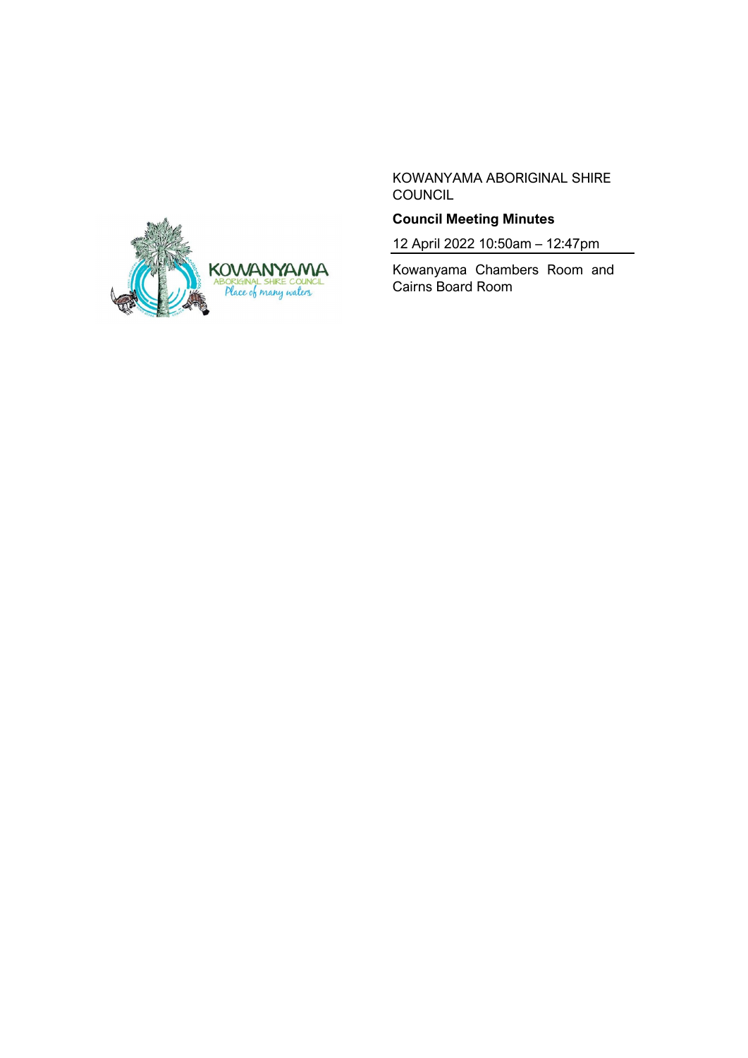KOWANYAMA ABORIGINAL SHIRE COUNCIL

**Council Meeting Minutes**

12 April 2022 10:50am – 12:47pm

Kowanyama Chambers Room and Cairns Board Room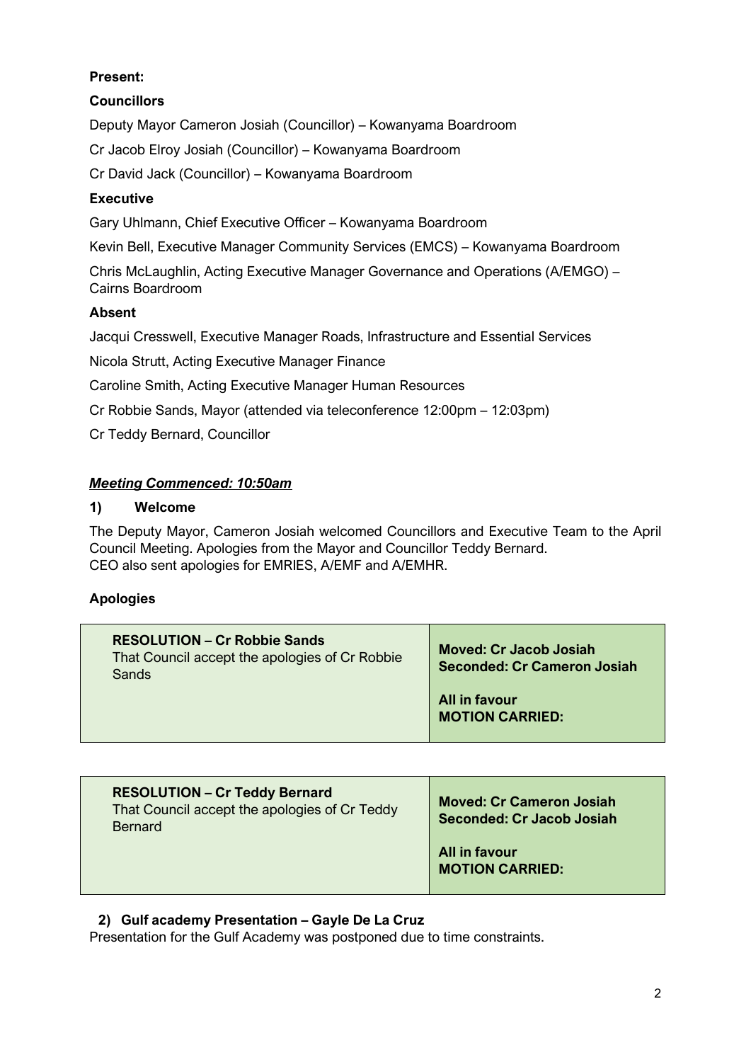**Present:**

**Councillors**

Deputy Mayor Cameron Josiah (Councillor) – Kowanyama Boardroom

Cr Jacob Elroy Josiah (Councillor) – Kowanyama Boardroom

Cr David Jack (Councillor) – Kowanyama Boardroom

**Executive**

Gary Uhlmann, Chief Executive Officer – Kowanyama Boardroom

Kevin Bell, Executive Manager Community Services (EMCS) – Kowanyama Boardroom

Chris McLaughlin, Acting Executive Manager Governance and Operations (A/EMGO) – Cairns Boardroom

**Absent**

Jacqui Cresswell, Executive Manager Roads, Infrastructure and Essential Services

Nicola Strutt, Acting Executive Manager Finance

Caroline Smith, Acting Executive Manager Human Resources

Cr Robbie Sands, Mayor (attended via teleconference 12:00pm – 12:03pm)

Cr Teddy Bernard, Councillor

***Meeting Commenced: 10:50am***

**1) Welcome**

The Deputy Mayor, Cameron Josiah welcomed Councillors and Executive Team to the April Council Meeting. Apologies from the Mayor and Councillor Teddy Bernard.
CEO also sent apologies for EMRIES, A/EMF and A/EMHR.

**Apologies**

| **RESOLUTION – Cr Robbie Sands**<br>That Council accept the apologies of Cr Robbie Sands | **Moved: Cr Jacob Josiah**<br>**Seconded: Cr Cameron Josiah**<br><br>**All in favour**<br>**MOTION CARRIED:** |
|---|---|

| **RESOLUTION – Cr Teddy Bernard**<br>That Council accept the apologies of Cr Teddy Bernard | **Moved: Cr Cameron Josiah**<br>**Seconded: Cr Jacob Josiah**<br><br>**All in favour**<br>**MOTION CARRIED:** |
|---|---|

**2) Gulf academy Presentation – Gayle De La Cruz**

Presentation for the Gulf Academy was postponed due to time constraints.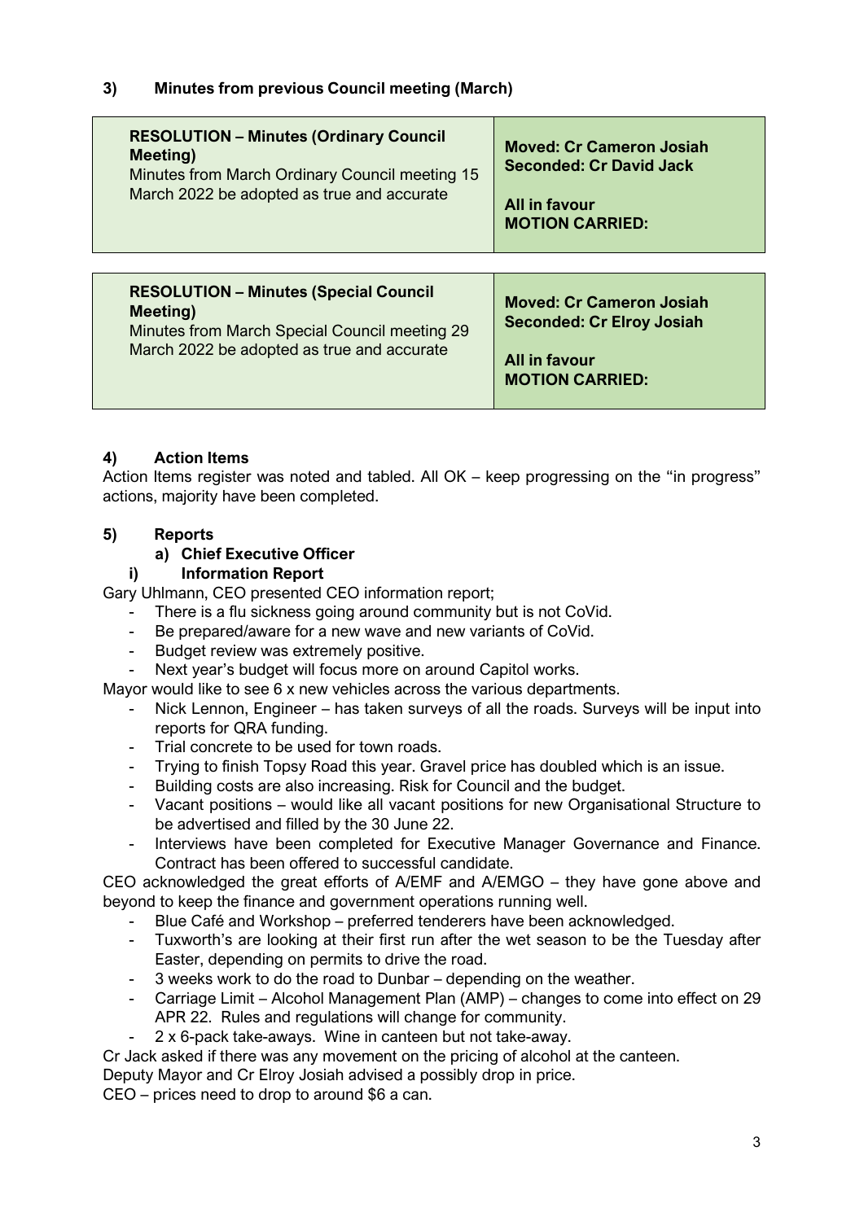### 3) Minutes from previous Council meeting (March)

| **RESOLUTION – Minutes (Ordinary Council Meeting)**<br>Minutes from March Ordinary Council meeting 15 March 2022 be adopted as true and accurate | **Moved: Cr Cameron Josiah**<br>**Seconded: Cr David Jack**<br><br>**All in favour**<br>**MOTION CARRIED:** |
|---|---|

| **RESOLUTION – Minutes (Special Council Meeting)**<br>Minutes from March Special Council meeting 29 March 2022 be adopted as true and accurate | **Moved: Cr Cameron Josiah**<br>**Seconded: Cr Elroy Josiah**<br><br>**All in favour**<br>**MOTION CARRIED:** |
|---|---|

### 4) Action Items

Action Items register was noted and tabled. All OK – keep progressing on the "in progress" actions, majority have been completed.

### 5) Reports

#### a) Chief Executive Officer

#### i) Information Report

Gary Uhlmann, CEO presented CEO information report;

- There is a flu sickness going around community but is not CoVid.
- Be prepared/aware for a new wave and new variants of CoVid.
- Budget review was extremely positive.
- Next year's budget will focus more on around Capitol works.

Mayor would like to see 6 x new vehicles across the various departments.

- Nick Lennon, Engineer – has taken surveys of all the roads. Surveys will be input into reports for QRA funding.
- Trial concrete to be used for town roads.
- Trying to finish Topsy Road this year. Gravel price has doubled which is an issue.
- Building costs are also increasing. Risk for Council and the budget.
- Vacant positions – would like all vacant positions for new Organisational Structure to be advertised and filled by the 30 June 22.
- Interviews have been completed for Executive Manager Governance and Finance. Contract has been offered to successful candidate.

CEO acknowledged the great efforts of A/EMF and A/EMGO – they have gone above and beyond to keep the finance and government operations running well.

- Blue Café and Workshop – preferred tenderers have been acknowledged.
- Tuxworth's are looking at their first run after the wet season to be the Tuesday after Easter, depending on permits to drive the road.
- 3 weeks work to do the road to Dunbar – depending on the weather.
- Carriage Limit – Alcohol Management Plan (AMP) – changes to come into effect on 29 APR 22. Rules and regulations will change for community.
- 2 x 6-pack take-aways. Wine in canteen but not take-away.

Cr Jack asked if there was any movement on the pricing of alcohol at the canteen.

Deputy Mayor and Cr Elroy Josiah advised a possibly drop in price.

CEO – prices need to drop to around $6 a can.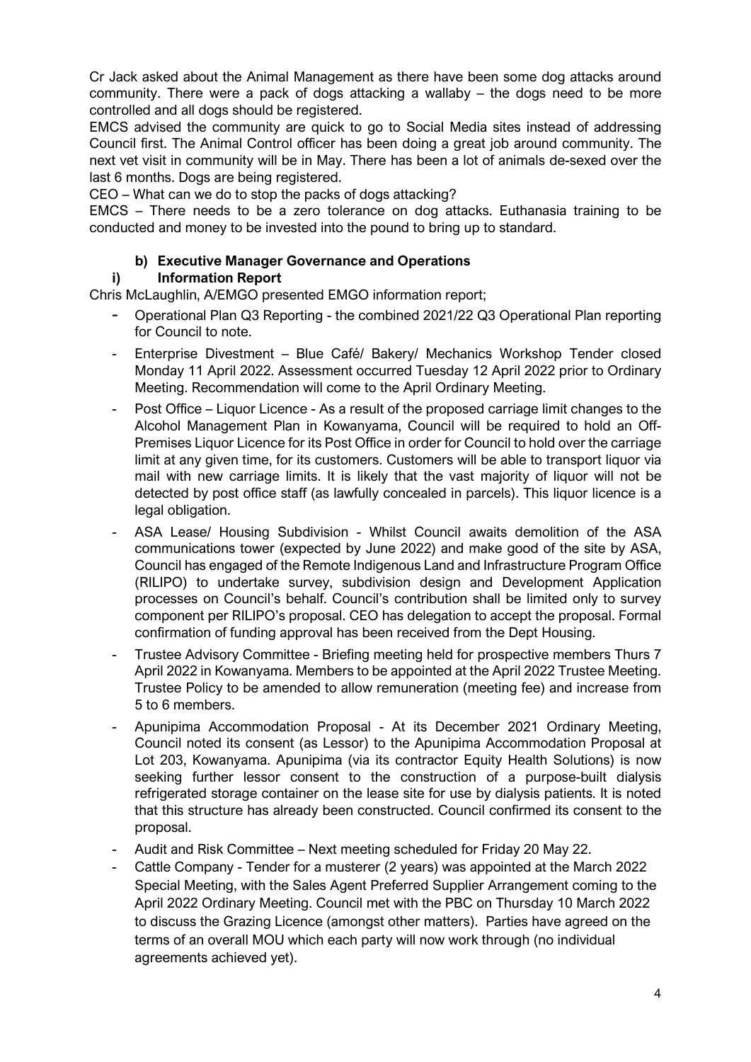Cr Jack asked about the Animal Management as there have been some dog attacks around community. There were a pack of dogs attacking a wallaby – the dogs need to be more controlled and all dogs should be registered.

EMCS advised the community are quick to go to Social Media sites instead of addressing Council first. The Animal Control officer has been doing a great job around community. The next vet visit in community will be in May. There has been a lot of animals de-sexed over the last 6 months. Dogs are being registered.

CEO – What can we do to stop the packs of dogs attacking?

EMCS – There needs to be a zero tolerance on dog attacks. Euthanasia training to be conducted and money to be invested into the pound to bring up to standard.

**b) Executive Manager Governance and Operations**

**i) Information Report**

Chris McLaughlin, A/EMGO presented EMGO information report;

- Operational Plan Q3 Reporting - the combined 2021/22 Q3 Operational Plan reporting for Council to note.
- Enterprise Divestment – Blue Café/ Bakery/ Mechanics Workshop Tender closed Monday 11 April 2022. Assessment occurred Tuesday 12 April 2022 prior to Ordinary Meeting. Recommendation will come to the April Ordinary Meeting.
- Post Office – Liquor Licence - As a result of the proposed carriage limit changes to the Alcohol Management Plan in Kowanyama, Council will be required to hold an Off-Premises Liquor Licence for its Post Office in order for Council to hold over the carriage limit at any given time, for its customers. Customers will be able to transport liquor via mail with new carriage limits. It is likely that the vast majority of liquor will not be detected by post office staff (as lawfully concealed in parcels). This liquor licence is a legal obligation.
- ASA Lease/ Housing Subdivision - Whilst Council awaits demolition of the ASA communications tower (expected by June 2022) and make good of the site by ASA, Council has engaged of the Remote Indigenous Land and Infrastructure Program Office (RILIPO) to undertake survey, subdivision design and Development Application processes on Council's behalf. Council's contribution shall be limited only to survey component per RILIPO's proposal. CEO has delegation to accept the proposal. Formal confirmation of funding approval has been received from the Dept Housing.
- Trustee Advisory Committee - Briefing meeting held for prospective members Thurs 7 April 2022 in Kowanyama. Members to be appointed at the April 2022 Trustee Meeting. Trustee Policy to be amended to allow remuneration (meeting fee) and increase from 5 to 6 members.
- Apunipima Accommodation Proposal - At its December 2021 Ordinary Meeting, Council noted its consent (as Lessor) to the Apunipima Accommodation Proposal at Lot 203, Kowanyama. Apunipima (via its contractor Equity Health Solutions) is now seeking further lessor consent to the construction of a purpose-built dialysis refrigerated storage container on the lease site for use by dialysis patients. It is noted that this structure has already been constructed. Council confirmed its consent to the proposal.
- Audit and Risk Committee – Next meeting scheduled for Friday 20 May 22.
- Cattle Company - Tender for a musterer (2 years) was appointed at the March 2022 Special Meeting, with the Sales Agent Preferred Supplier Arrangement coming to the April 2022 Ordinary Meeting. Council met with the PBC on Thursday 10 March 2022 to discuss the Grazing Licence (amongst other matters). Parties have agreed on the terms of an overall MOU which each party will now work through (no individual agreements achieved yet).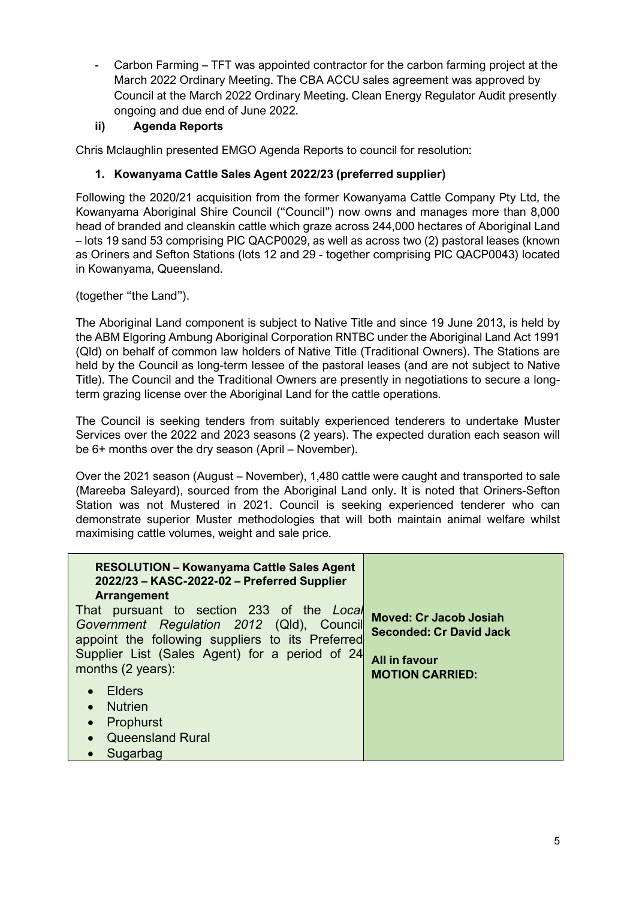- Carbon Farming – TFT was appointed contractor for the carbon farming project at the March 2022 Ordinary Meeting. The CBA ACCU sales agreement was approved by Council at the March 2022 Ordinary Meeting. Clean Energy Regulator Audit presently ongoing and due end of June 2022.

### ii) Agenda Reports

Chris Mclaughlin presented EMGO Agenda Reports to council for resolution:

#### 1. Kowanyama Cattle Sales Agent 2022/23 (preferred supplier)

Following the 2020/21 acquisition from the former Kowanyama Cattle Company Pty Ltd, the Kowanyama Aboriginal Shire Council ("Council") now owns and manages more than 8,000 head of branded and cleanskin cattle which graze across 244,000 hectares of Aboriginal Land – lots 19 sand 53 comprising PIC QACP0029, as well as across two (2) pastoral leases (known as Oriners and Sefton Stations (lots 12 and 29 - together comprising PIC QACP0043) located in Kowanyama, Queensland.

(together "the Land").

The Aboriginal Land component is subject to Native Title and since 19 June 2013, is held by the ABM Elgoring Ambung Aboriginal Corporation RNTBC under the Aboriginal Land Act 1991 (Qld) on behalf of common law holders of Native Title (Traditional Owners). The Stations are held by the Council as long-term lessee of the pastoral leases (and are not subject to Native Title). The Council and the Traditional Owners are presently in negotiations to secure a long-term grazing license over the Aboriginal Land for the cattle operations.

The Council is seeking tenders from suitably experienced tenderers to undertake Muster Services over the 2022 and 2023 seasons (2 years). The expected duration each season will be 6+ months over the dry season (April – November).

Over the 2021 season (August – November), 1,480 cattle were caught and transported to sale (Mareeba Saleyard), sourced from the Aboriginal Land only. It is noted that Oriners-Sefton Station was not Mustered in 2021. Council is seeking experienced tenderer who can demonstrate superior Muster methodologies that will both maintain animal welfare whilst maximising cattle volumes, weight and sale price.

| **RESOLUTION – Kowanyama Cattle Sales Agent 2022/23 – KASC-2022-02 – Preferred Supplier Arrangement**<br>That pursuant to section 233 of the *Local Government Regulation 2012* (Qld), Council appoint the following suppliers to its Preferred Supplier List (Sales Agent) for a period of 24 months (2 years):<br>• Elders<br>• Nutrien<br>• Prophurst<br>• Queensland Rural<br>• Sugarbag | **Moved: Cr Jacob Josiah**<br>**Seconded: Cr David Jack**<br><br>**All in favour**<br>**MOTION CARRIED:** |
|---|---|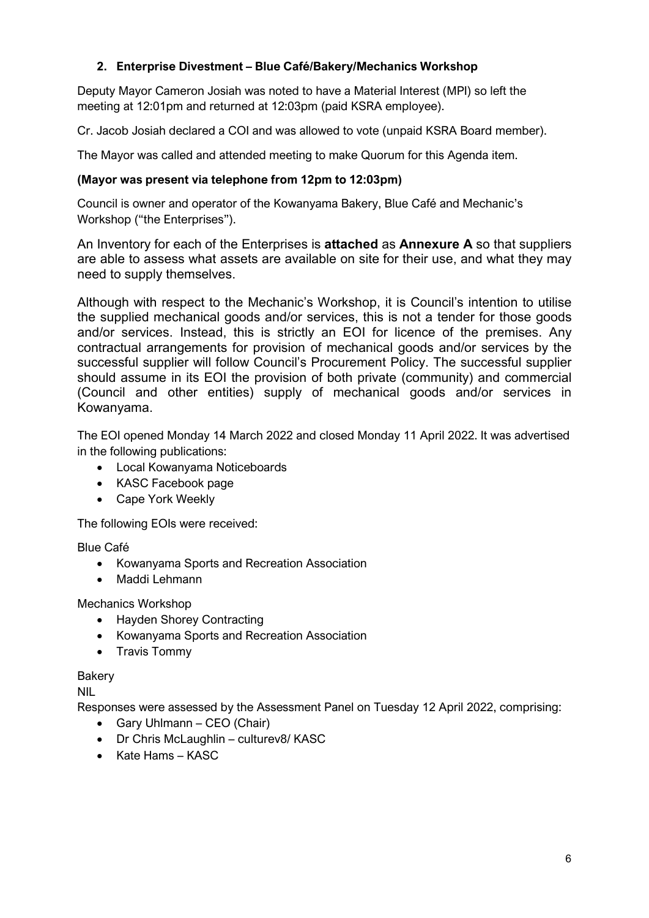## 2. Enterprise Divestment – Blue Café/Bakery/Mechanics Workshop

Deputy Mayor Cameron Josiah was noted to have a Material Interest (MPI) so left the meeting at 12:01pm and returned at 12:03pm (paid KSRA employee).

Cr. Jacob Josiah declared a COI and was allowed to vote (unpaid KSRA Board member).

The Mayor was called and attended meeting to make Quorum for this Agenda item.

**(Mayor was present via telephone from 12pm to 12:03pm)**

Council is owner and operator of the Kowanyama Bakery, Blue Café and Mechanic's Workshop ("the Enterprises").

An Inventory for each of the Enterprises is **attached** as **Annexure A** so that suppliers are able to assess what assets are available on site for their use, and what they may need to supply themselves.

Although with respect to the Mechanic's Workshop, it is Council's intention to utilise the supplied mechanical goods and/or services, this is not a tender for those goods and/or services. Instead, this is strictly an EOI for licence of the premises. Any contractual arrangements for provision of mechanical goods and/or services by the successful supplier will follow Council's Procurement Policy. The successful supplier should assume in its EOI the provision of both private (community) and commercial (Council and other entities) supply of mechanical goods and/or services in Kowanyama.

The EOI opened Monday 14 March 2022 and closed Monday 11 April 2022. It was advertised in the following publications:

- Local Kowanyama Noticeboards
- KASC Facebook page
- Cape York Weekly

The following EOIs were received:

Blue Café

- Kowanyama Sports and Recreation Association
- Maddi Lehmann

Mechanics Workshop

- Hayden Shorey Contracting
- Kowanyama Sports and Recreation Association
- Travis Tommy

Bakery

NIL

Responses were assessed by the Assessment Panel on Tuesday 12 April 2022, comprising:

- Gary Uhlmann – CEO (Chair)
- Dr Chris McLaughlin – culturev8/ KASC
- Kate Hams – KASC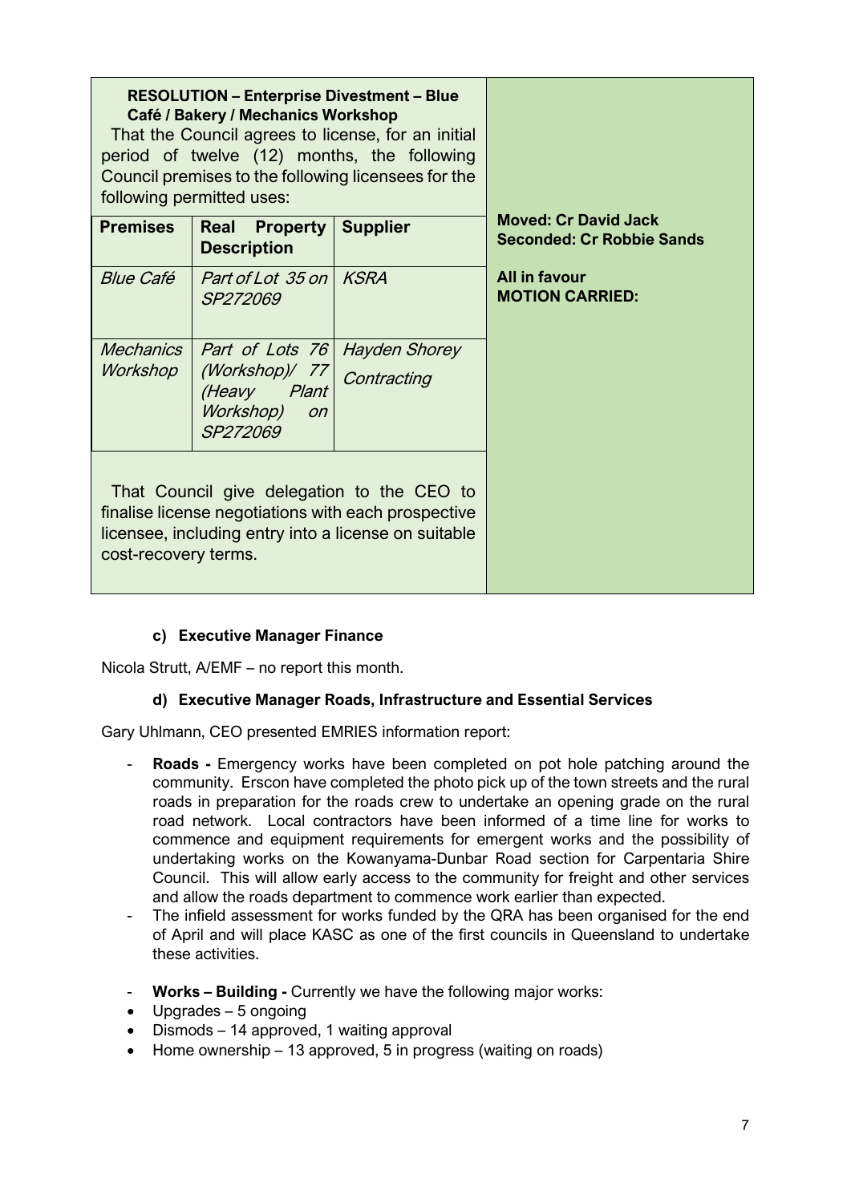**RESOLUTION – Enterprise Divestment – Blue Café / Bakery / Mechanics Workshop**

That the Council agrees to license, for an initial period of twelve (12) months, the following Council premises to the following licensees for the following permitted uses:

| Premises | Real Property Description | Supplier |
|---|---|---|
| *Blue Café* | *Part of Lot 35 on SP272069* | *KSRA* |
| *Mechanics Workshop* | *Part of Lots 76 (Workshop)/ 77 (Heavy Plant Workshop) on SP272069* | *Hayden Shorey Contracting* |

That Council give delegation to the CEO to finalise license negotiations with each prospective licensee, including entry into a license on suitable cost-recovery terms.

**Moved: Cr David Jack**
**Seconded: Cr Robbie Sands**

**All in favour**
**MOTION CARRIED:**

#### c) Executive Manager Finance

Nicola Strutt, A/EMF – no report this month.

#### d) Executive Manager Roads, Infrastructure and Essential Services

Gary Uhlmann, CEO presented EMRIES information report:

- **Roads -** Emergency works have been completed on pot hole patching around the community. Erscon have completed the photo pick up of the town streets and the rural roads in preparation for the roads crew to undertake an opening grade on the rural road network. Local contractors have been informed of a time line for works to commence and equipment requirements for emergent works and the possibility of undertaking works on the Kowanyama-Dunbar Road section for Carpentaria Shire Council. This will allow early access to the community for freight and other services and allow the roads department to commence work earlier than expected.
- The infield assessment for works funded by the QRA has been organised for the end of April and will place KASC as one of the first councils in Queensland to undertake these activities.

- **Works – Building -** Currently we have the following major works:
- Upgrades – 5 ongoing
- Dismods – 14 approved, 1 waiting approval
- Home ownership – 13 approved, 5 in progress (waiting on roads)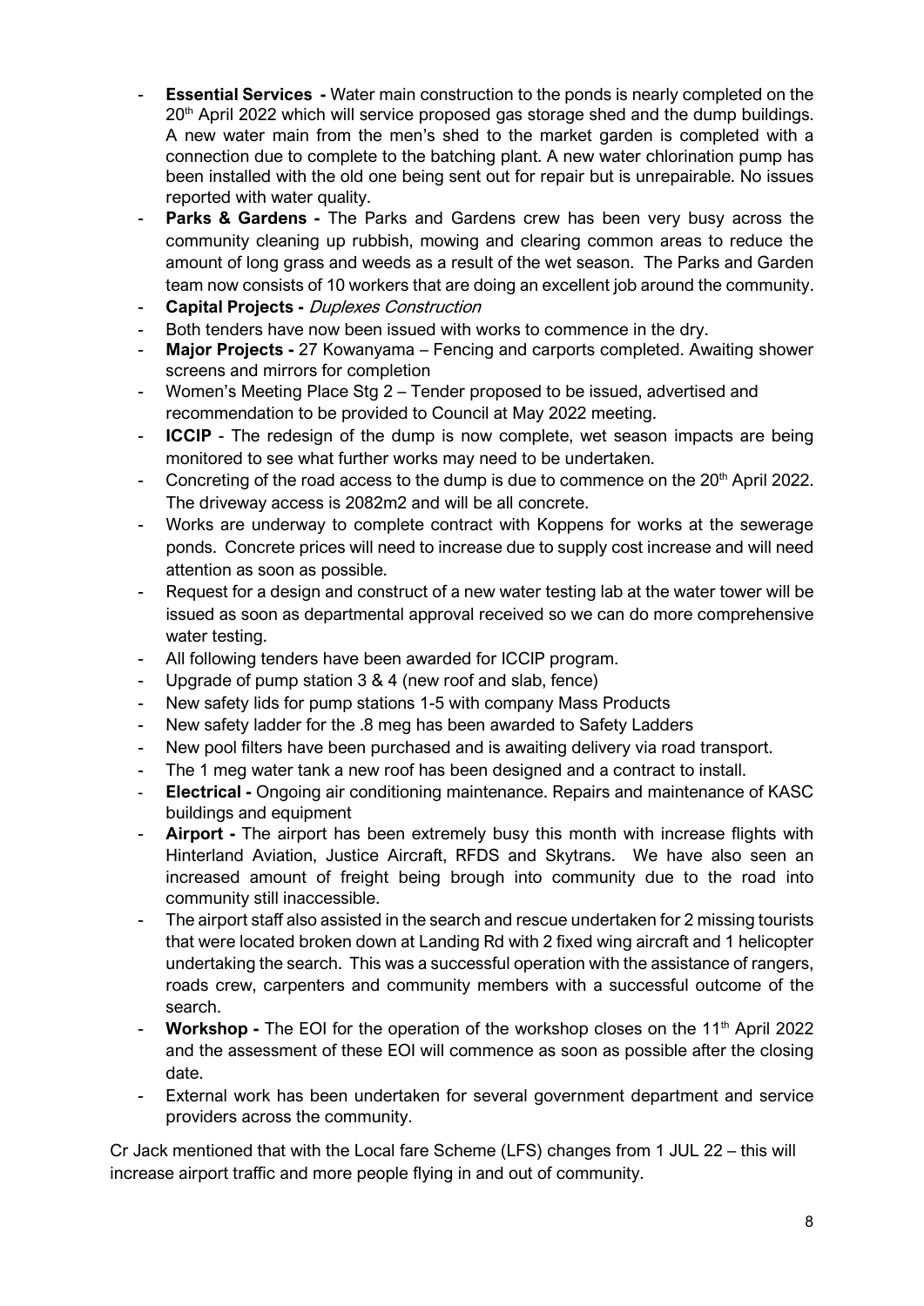- **Essential Services -** Water main construction to the ponds is nearly completed on the 20th April 2022 which will service proposed gas storage shed and the dump buildings. A new water main from the men's shed to the market garden is completed with a connection due to complete to the batching plant. A new water chlorination pump has been installed with the old one being sent out for repair but is unrepairable. No issues reported with water quality.
- **Parks & Gardens -** The Parks and Gardens crew has been very busy across the community cleaning up rubbish, mowing and clearing common areas to reduce the amount of long grass and weeds as a result of the wet season. The Parks and Garden team now consists of 10 workers that are doing an excellent job around the community.
- **Capital Projects -** *Duplexes Construction*
- Both tenders have now been issued with works to commence in the dry.
- **Major Projects -** 27 Kowanyama – Fencing and carports completed. Awaiting shower screens and mirrors for completion
- Women's Meeting Place Stg 2 – Tender proposed to be issued, advertised and recommendation to be provided to Council at May 2022 meeting.
- **ICCIP** - The redesign of the dump is now complete, wet season impacts are being monitored to see what further works may need to be undertaken.
- Concreting of the road access to the dump is due to commence on the 20th April 2022. The driveway access is 2082m2 and will be all concrete.
- Works are underway to complete contract with Koppens for works at the sewerage ponds. Concrete prices will need to increase due to supply cost increase and will need attention as soon as possible.
- Request for a design and construct of a new water testing lab at the water tower will be issued as soon as departmental approval received so we can do more comprehensive water testing.
- All following tenders have been awarded for ICCIP program.
- Upgrade of pump station 3 & 4 (new roof and slab, fence)
- New safety lids for pump stations 1-5 with company Mass Products
- New safety ladder for the .8 meg has been awarded to Safety Ladders
- New pool filters have been purchased and is awaiting delivery via road transport.
- The 1 meg water tank a new roof has been designed and a contract to install.
- **Electrical -** Ongoing air conditioning maintenance. Repairs and maintenance of KASC buildings and equipment
- **Airport -** The airport has been extremely busy this month with increase flights with Hinterland Aviation, Justice Aircraft, RFDS and Skytrans. We have also seen an increased amount of freight being brough into community due to the road into community still inaccessible.
- The airport staff also assisted in the search and rescue undertaken for 2 missing tourists that were located broken down at Landing Rd with 2 fixed wing aircraft and 1 helicopter undertaking the search. This was a successful operation with the assistance of rangers, roads crew, carpenters and community members with a successful outcome of the search.
- **Workshop -** The EOI for the operation of the workshop closes on the 11th April 2022 and the assessment of these EOI will commence as soon as possible after the closing date.
- External work has been undertaken for several government department and service providers across the community.

Cr Jack mentioned that with the Local fare Scheme (LFS) changes from 1 JUL 22 – this will increase airport traffic and more people flying in and out of community.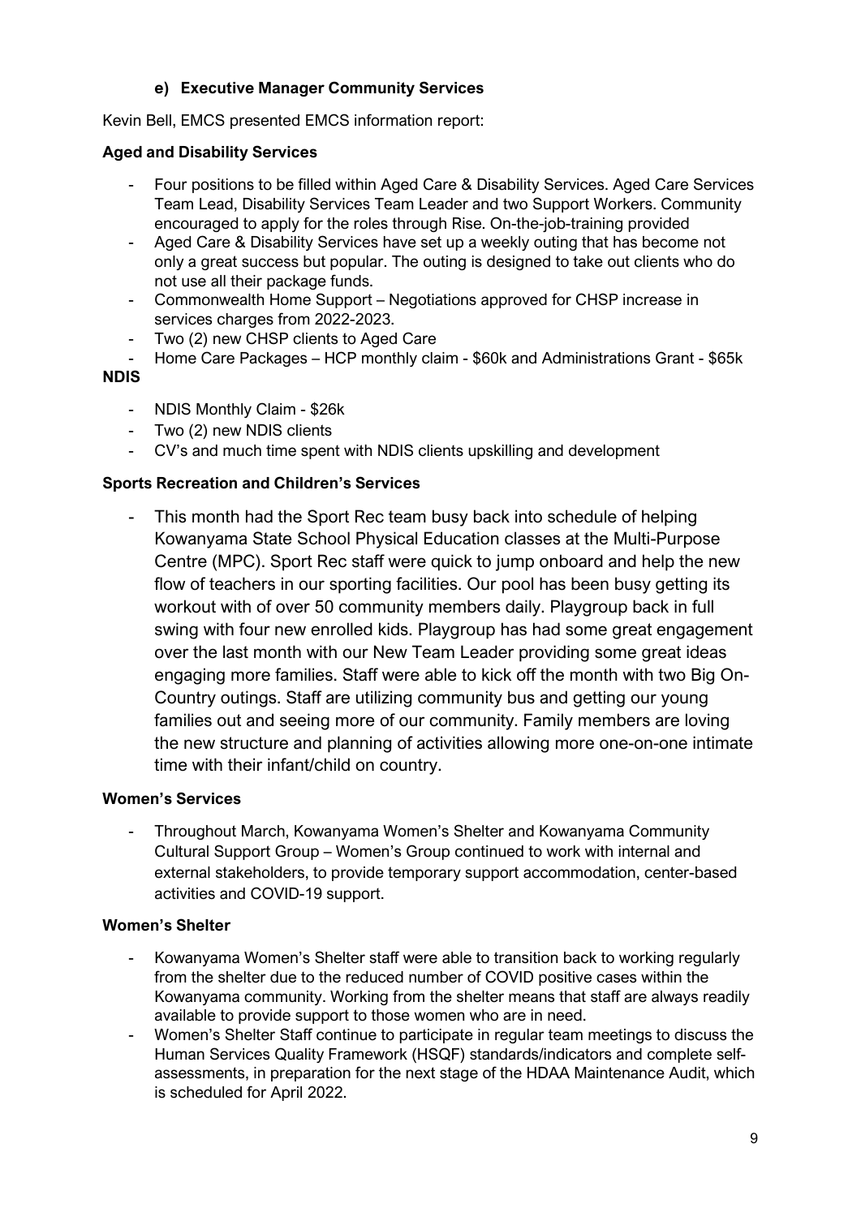#### e) Executive Manager Community Services

Kevin Bell, EMCS presented EMCS information report:

**Aged and Disability Services**

- Four positions to be filled within Aged Care & Disability Services. Aged Care Services Team Lead, Disability Services Team Leader and two Support Workers. Community encouraged to apply for the roles through Rise. On-the-job-training provided
- Aged Care & Disability Services have set up a weekly outing that has become not only a great success but popular. The outing is designed to take out clients who do not use all their package funds.
- Commonwealth Home Support – Negotiations approved for CHSP increase in services charges from 2022-2023.
- Two (2) new CHSP clients to Aged Care
- Home Care Packages – HCP monthly claim - $60k and Administrations Grant - $65k

**NDIS**

- NDIS Monthly Claim - $26k
- Two (2) new NDIS clients
- CV's and much time spent with NDIS clients upskilling and development

**Sports Recreation and Children's Services**

- This month had the Sport Rec team busy back into schedule of helping Kowanyama State School Physical Education classes at the Multi-Purpose Centre (MPC). Sport Rec staff were quick to jump onboard and help the new flow of teachers in our sporting facilities. Our pool has been busy getting its workout with of over 50 community members daily. Playgroup back in full swing with four new enrolled kids. Playgroup has had some great engagement over the last month with our New Team Leader providing some great ideas engaging more families. Staff were able to kick off the month with two Big On-Country outings. Staff are utilizing community bus and getting our young families out and seeing more of our community. Family members are loving the new structure and planning of activities allowing more one-on-one intimate time with their infant/child on country.

**Women's Services**

- Throughout March, Kowanyama Women's Shelter and Kowanyama Community Cultural Support Group – Women's Group continued to work with internal and external stakeholders, to provide temporary support accommodation, center-based activities and COVID-19 support.

**Women's Shelter**

- Kowanyama Women's Shelter staff were able to transition back to working regularly from the shelter due to the reduced number of COVID positive cases within the Kowanyama community. Working from the shelter means that staff are always readily available to provide support to those women who are in need.
- Women's Shelter Staff continue to participate in regular team meetings to discuss the Human Services Quality Framework (HSQF) standards/indicators and complete self-assessments, in preparation for the next stage of the HDAA Maintenance Audit, which is scheduled for April 2022.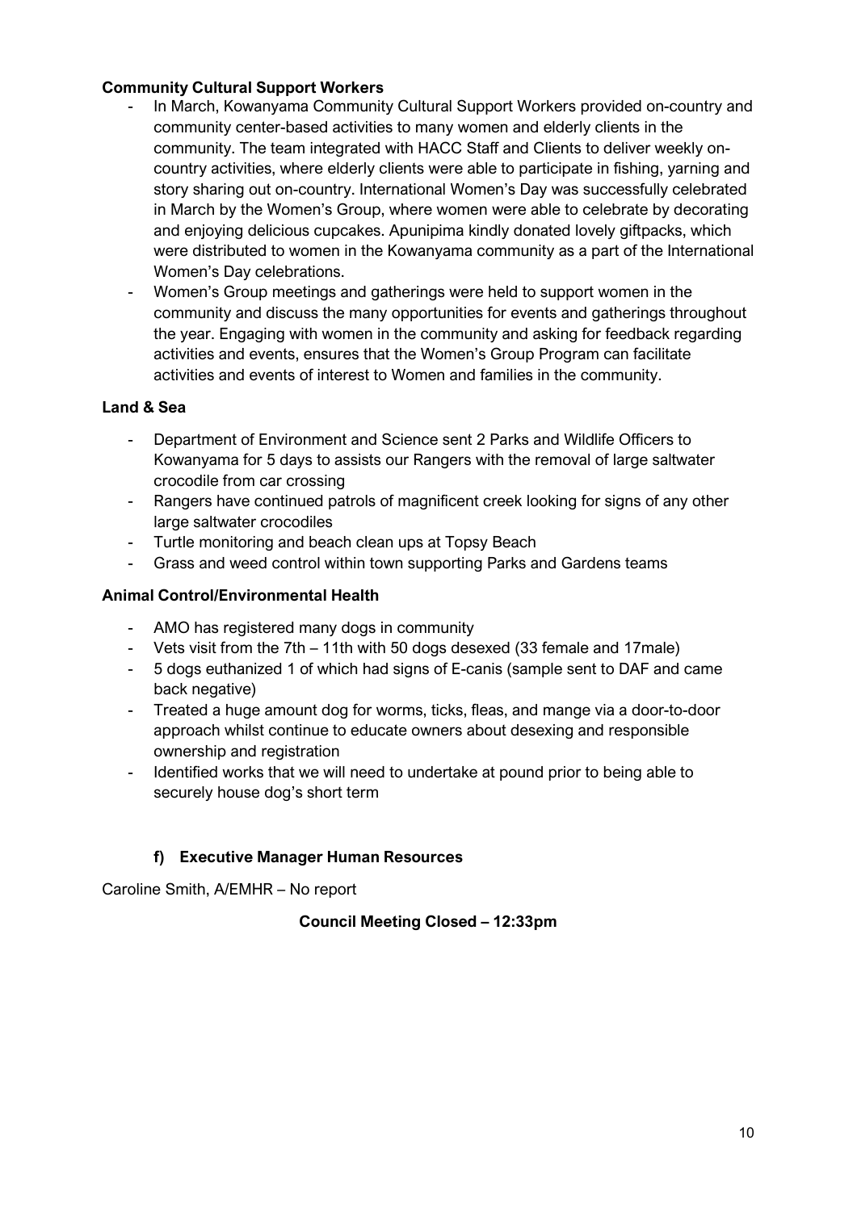**Community Cultural Support Workers**

- In March, Kowanyama Community Cultural Support Workers provided on-country and community center-based activities to many women and elderly clients in the community. The team integrated with HACC Staff and Clients to deliver weekly on-country activities, where elderly clients were able to participate in fishing, yarning and story sharing out on-country. International Women's Day was successfully celebrated in March by the Women's Group, where women were able to celebrate by decorating and enjoying delicious cupcakes. Apunipima kindly donated lovely giftpacks, which were distributed to women in the Kowanyama community as a part of the International Women's Day celebrations.
- Women's Group meetings and gatherings were held to support women in the community and discuss the many opportunities for events and gatherings throughout the year. Engaging with women in the community and asking for feedback regarding activities and events, ensures that the Women's Group Program can facilitate activities and events of interest to Women and families in the community.

**Land & Sea**

- Department of Environment and Science sent 2 Parks and Wildlife Officers to Kowanyama for 5 days to assists our Rangers with the removal of large saltwater crocodile from car crossing
- Rangers have continued patrols of magnificent creek looking for signs of any other large saltwater crocodiles
- Turtle monitoring and beach clean ups at Topsy Beach
- Grass and weed control within town supporting Parks and Gardens teams

**Animal Control/Environmental Health**

- AMO has registered many dogs in community
- Vets visit from the 7th – 11th with 50 dogs desexed (33 female and 17male)
- 5 dogs euthanized 1 of which had signs of E-canis (sample sent to DAF and came back negative)
- Treated a huge amount dog for worms, ticks, fleas, and mange via a door-to-door approach whilst continue to educate owners about desexing and responsible ownership and registration
- Identified works that we will need to undertake at pound prior to being able to securely house dog's short term

### f) Executive Manager Human Resources

Caroline Smith, A/EMHR – No report

**Council Meeting Closed – 12:33pm**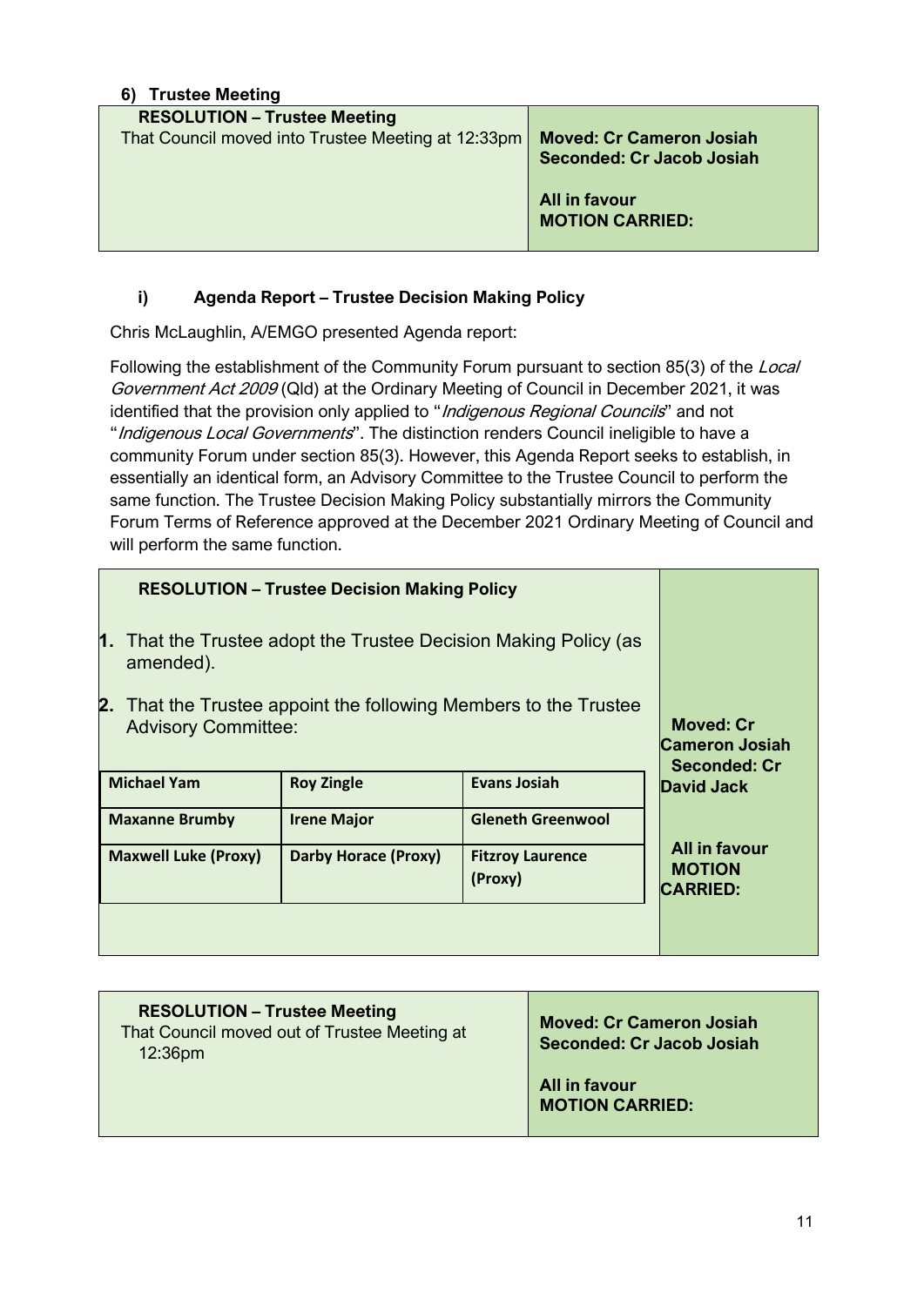## 6) Trustee Meeting

| **RESOLUTION – Trustee Meeting** | |
|---|---|
| That Council moved into Trustee Meeting at 12:33pm | **Moved: Cr Cameron Josiah**<br>**Seconded: Cr Jacob Josiah**<br><br>**All in favour**<br>**MOTION CARRIED:** |

### i) Agenda Report – Trustee Decision Making Policy

Chris McLaughlin, A/EMGO presented Agenda report:

Following the establishment of the Community Forum pursuant to section 85(3) of the *Local Government Act 2009* (Qld) at the Ordinary Meeting of Council in December 2021, it was identified that the provision only applied to "*Indigenous Regional Councils*" and not "*Indigenous Local Governments*". The distinction renders Council ineligible to have a community Forum under section 85(3). However, this Agenda Report seeks to establish, in essentially an identical form, an Advisory Committee to the Trustee Council to perform the same function. The Trustee Decision Making Policy substantially mirrors the Community Forum Terms of Reference approved at the December 2021 Ordinary Meeting of Council and will perform the same function.

**RESOLUTION – Trustee Decision Making Policy**

1. That the Trustee adopt the Trustee Decision Making Policy (as amended).
2. That the Trustee appoint the following Members to the Trustee Advisory Committee:

| Michael Yam | Roy Zingle | Evans Josiah |
|---|---|---|
| Maxanne Brumby | Irene Major | Gleneth Greenwool |
| Maxwell Luke (Proxy) | Darby Horace (Proxy) | Fitzroy Laurence (Proxy) |

**Moved: Cr Cameron Josiah**
**Seconded: Cr David Jack**

**All in favour**
**MOTION CARRIED:**

| **RESOLUTION – Trustee Meeting** | |
|---|---|
| That Council moved out of Trustee Meeting at 12:36pm | **Moved: Cr Cameron Josiah**<br>**Seconded: Cr Jacob Josiah**<br><br>**All in favour**<br>**MOTION CARRIED:** |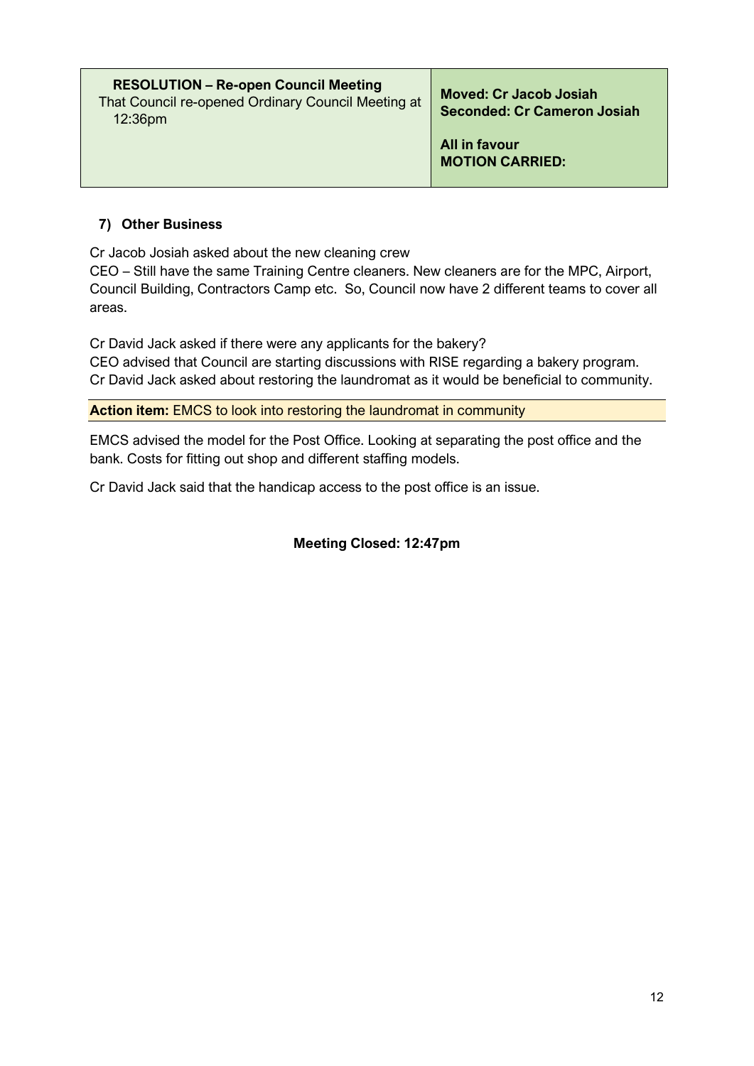| **RESOLUTION – Re-open Council Meeting**<br>That Council re-opened Ordinary Council Meeting at 12:36pm | **Moved: Cr Jacob Josiah**<br>**Seconded: Cr Cameron Josiah**<br><br>**All in favour**<br>**MOTION CARRIED:** |
|---|---|

### 7) Other Business

Cr Jacob Josiah asked about the new cleaning crew
CEO – Still have the same Training Centre cleaners. New cleaners are for the MPC, Airport, Council Building, Contractors Camp etc. So, Council now have 2 different teams to cover all areas.

Cr David Jack asked if there were any applicants for the bakery?
CEO advised that Council are starting discussions with RISE regarding a bakery program.
Cr David Jack asked about restoring the laundromat as it would be beneficial to community.

**Action item:** EMCS to look into restoring the laundromat in community

EMCS advised the model for the Post Office. Looking at separating the post office and the bank. Costs for fitting out shop and different staffing models.

Cr David Jack said that the handicap access to the post office is an issue.

**Meeting Closed: 12:47pm**